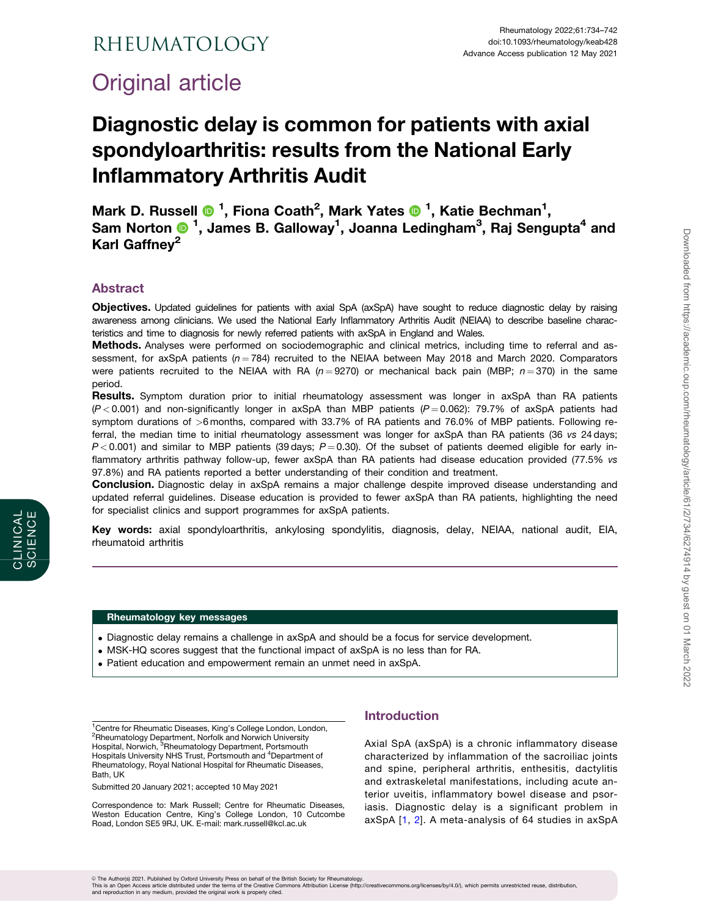# Original article

# Diagnostic delay is common for patients with axial spondyloarthritis: results from the National Early Inflammatory Arthritis Audit

**Mark D. Russell [1], Fiona Coath[2], Mark Yates [1], Katie Bechman[1], Sam Norton [1], James B. Galloway[1], Joanna Ledingham[3], Raj Sengupta[4] and Karl Gaffney[2]**

## Abstract

**Objectives.** Updated guidelines for patients with axial SpA (axSpA) have sought to reduce diagnostic delay by raising awareness among clinicians. We used the National Early Inflammatory Arthritis Audit (NEIAA) to describe baseline characteristics and time to diagnosis for newly referred patients with axSpA in England and Wales.

**Methods.** Analyses were performed on sociodemographic and clinical metrics, including time to referral and assessment, for axSpA patients ($n = 784$) recruited to the NEIAA between May 2018 and March 2020. Comparators were patients recruited to the NEIAA with RA ($n = 9270$) or mechanical back pain (MBP; $n = 370$) in the same period.

**Results.** Symptom duration prior to initial rheumatology assessment was longer in axSpA than RA patients ($P < 0.001$) and non-significantly longer in axSpA than MBP patients ($P = 0.062$): 79.7% of axSpA patients had symptom durations of >6 months, compared with 33.7% of RA patients and 76.0% of MBP patients. Following referral, the median time to initial rheumatology assessment was longer for axSpA than RA patients (36 *vs* 24 days; $P < 0.001$) and similar to MBP patients (39 days; $P = 0.30$). Of the subset of patients deemed eligible for early inflammatory arthritis pathway follow-up, fewer axSpA than RA patients had disease education provided (77.5% *vs* 97.8%) and RA patients reported a better understanding of their condition and treatment.

**Conclusion.** Diagnostic delay in axSpA remains a major challenge despite improved disease understanding and updated referral guidelines. Disease education is provided to fewer axSpA than RA patients, highlighting the need for specialist clinics and support programmes for axSpA patients.

**Key words:** axial spondyloarthritis, ankylosing spondylitis, diagnosis, delay, NEIAA, national audit, EIA, rheumatoid arthritis

### Rheumatology key messages

- Diagnostic delay remains a challenge in axSpA and should be a focus for service development.
- MSK-HQ scores suggest that the functional impact of axSpA is no less than for RA.
- Patient education and empowerment remain an unmet need in axSpA.

[1]Centre for Rheumatic Diseases, King's College London, London, [2]Rheumatology Department, Norfolk and Norwich University Hospital, Norwich, [3]Rheumatology Department, Portsmouth Hospitals University NHS Trust, Portsmouth and [4]Department of Rheumatology, Royal National Hospital for Rheumatic Diseases, Bath, UK

Submitted 20 January 2021; accepted 10 May 2021

Correspondence to: Mark Russell; Centre for Rheumatic Diseases, Weston Education Centre, King's College London, 10 Cutcombe Road, London SE5 9RJ, UK. E-mail: mark.russell@kcl.ac.uk

## Introduction

Axial SpA (axSpA) is a chronic inflammatory disease characterized by inflammation of the sacroiliac joints and spine, peripheral arthritis, enthesitis, dactylitis and extraskeletal manifestations, including acute anterior uveitis, inflammatory bowel disease and psoriasis. Diagnostic delay is a significant problem in axSpA [1, 2]. A meta-analysis of 64 studies in axSpA

© The Author(s) 2021. Published by Oxford University Press on behalf of the British Society for Rheumatology.
This is an Open Access article distributed under the terms of the Creative Commons Attribution License (http://creativecommons.org/licenses/by/4.0/), which permits unrestricted reuse, distribution, and reproduction in any medium, provided the original work is properly cited.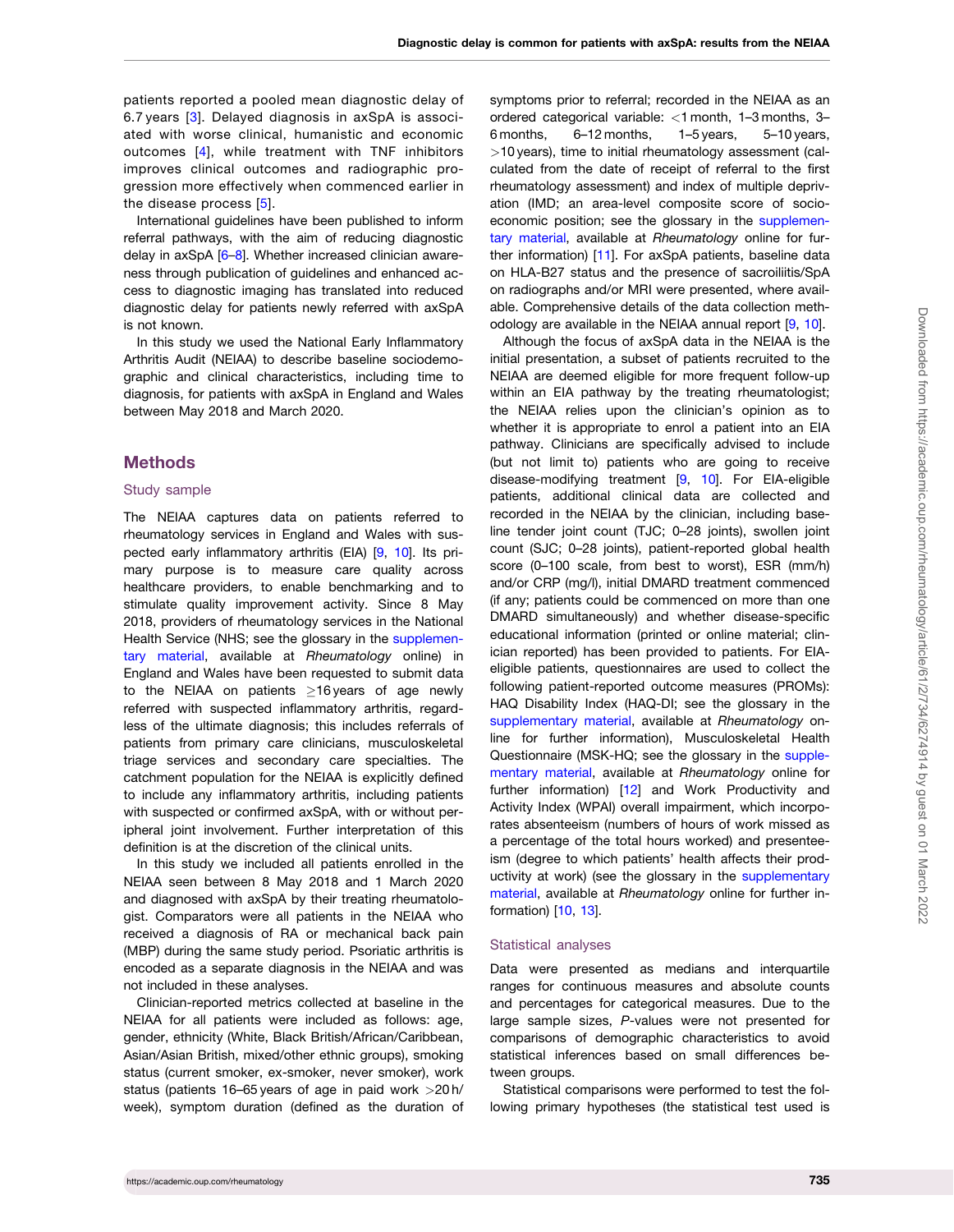patients reported a pooled mean diagnostic delay of 6.7 years [3]. Delayed diagnosis in axSpA is associated with worse clinical, humanistic and economic outcomes [4], while treatment with TNF inhibitors improves clinical outcomes and radiographic progression more effectively when commenced earlier in the disease process [5].

International guidelines have been published to inform referral pathways, with the aim of reducing diagnostic delay in axSpA [6–8]. Whether increased clinician awareness through publication of guidelines and enhanced access to diagnostic imaging has translated into reduced diagnostic delay for patients newly referred with axSpA is not known.

In this study we used the National Early Inflammatory Arthritis Audit (NEIAA) to describe baseline sociodemographic and clinical characteristics, including time to diagnosis, for patients with axSpA in England and Wales between May 2018 and March 2020.

## Methods

### Study sample

The NEIAA captures data on patients referred to rheumatology services in England and Wales with suspected early inflammatory arthritis (EIA) [9, 10]. Its primary purpose is to measure care quality across healthcare providers, to enable benchmarking and to stimulate quality improvement activity. Since 8 May 2018, providers of rheumatology services in the National Health Service (NHS; see the glossary in the supplementary material, available at *Rheumatology* online) in England and Wales have been requested to submit data to the NEIAA on patients ≥16 years of age newly referred with suspected inflammatory arthritis, regardless of the ultimate diagnosis; this includes referrals of patients from primary care clinicians, musculoskeletal triage services and secondary care specialties. The catchment population for the NEIAA is explicitly defined to include any inflammatory arthritis, including patients with suspected or confirmed axSpA, with or without peripheral joint involvement. Further interpretation of this definition is at the discretion of the clinical units.

In this study we included all patients enrolled in the NEIAA seen between 8 May 2018 and 1 March 2020 and diagnosed with axSpA by their treating rheumatologist. Comparators were all patients in the NEIAA who received a diagnosis of RA or mechanical back pain (MBP) during the same study period. Psoriatic arthritis is encoded as a separate diagnosis in the NEIAA and was not included in these analyses.

Clinician-reported metrics collected at baseline in the NEIAA for all patients were included as follows: age, gender, ethnicity (White, Black British/African/Caribbean, Asian/Asian British, mixed/other ethnic groups), smoking status (current smoker, ex-smoker, never smoker), work status (patients 16–65 years of age in paid work >20 h/week), symptom duration (defined as the duration of symptoms prior to referral; recorded in the NEIAA as an ordered categorical variable: <1 month, 1–3 months, 3–6 months, 6–12 months, 1–5 years, 5–10 years, >10 years), time to initial rheumatology assessment (calculated from the date of receipt of referral to the first rheumatology assessment) and index of multiple deprivation (IMD; an area-level composite score of socioeconomic position; see the glossary in the supplementary material, available at *Rheumatology* online for further information) [11]. For axSpA patients, baseline data on HLA-B27 status and the presence of sacroiliitis/SpA on radiographs and/or MRI were presented, where available. Comprehensive details of the data collection methodology are available in the NEIAA annual report [9, 10].

Although the focus of axSpA data in the NEIAA is the initial presentation, a subset of patients recruited to the NEIAA are deemed eligible for more frequent follow-up within an EIA pathway by the treating rheumatologist; the NEIAA relies upon the clinician's opinion as to whether it is appropriate to enrol a patient into an EIA pathway. Clinicians are specifically advised to include (but not limit to) patients who are going to receive disease-modifying treatment [9, 10]. For EIA-eligible patients, additional clinical data are collected and recorded in the NEIAA by the clinician, including baseline tender joint count (TJC; 0–28 joints), swollen joint count (SJC; 0–28 joints), patient-reported global health score (0–100 scale, from best to worst), ESR (mm/h) and/or CRP (mg/l), initial DMARD treatment commenced (if any; patients could be commenced on more than one DMARD simultaneously) and whether disease-specific educational information (printed or online material; clinician reported) has been provided to patients. For EIA-eligible patients, questionnaires are used to collect the following patient-reported outcome measures (PROMs): HAQ Disability Index (HAQ-DI; see the glossary in the supplementary material, available at *Rheumatology* online for further information), Musculoskeletal Health Questionnaire (MSK-HQ; see the glossary in the supplementary material, available at *Rheumatology* online for further information) [12] and Work Productivity and Activity Index (WPAI) overall impairment, which incorporates absenteeism (numbers of hours of work missed as a percentage of the total hours worked) and presenteeism (degree to which patients' health affects their productivity at work) (see the glossary in the supplementary material, available at *Rheumatology* online for further information) [10, 13].

### Statistical analyses

Data were presented as medians and interquartile ranges for continuous measures and absolute counts and percentages for categorical measures. Due to the large sample sizes, *P*-values were not presented for comparisons of demographic characteristics to avoid statistical inferences based on small differences between groups.

Statistical comparisons were performed to test the following primary hypotheses (the statistical test used is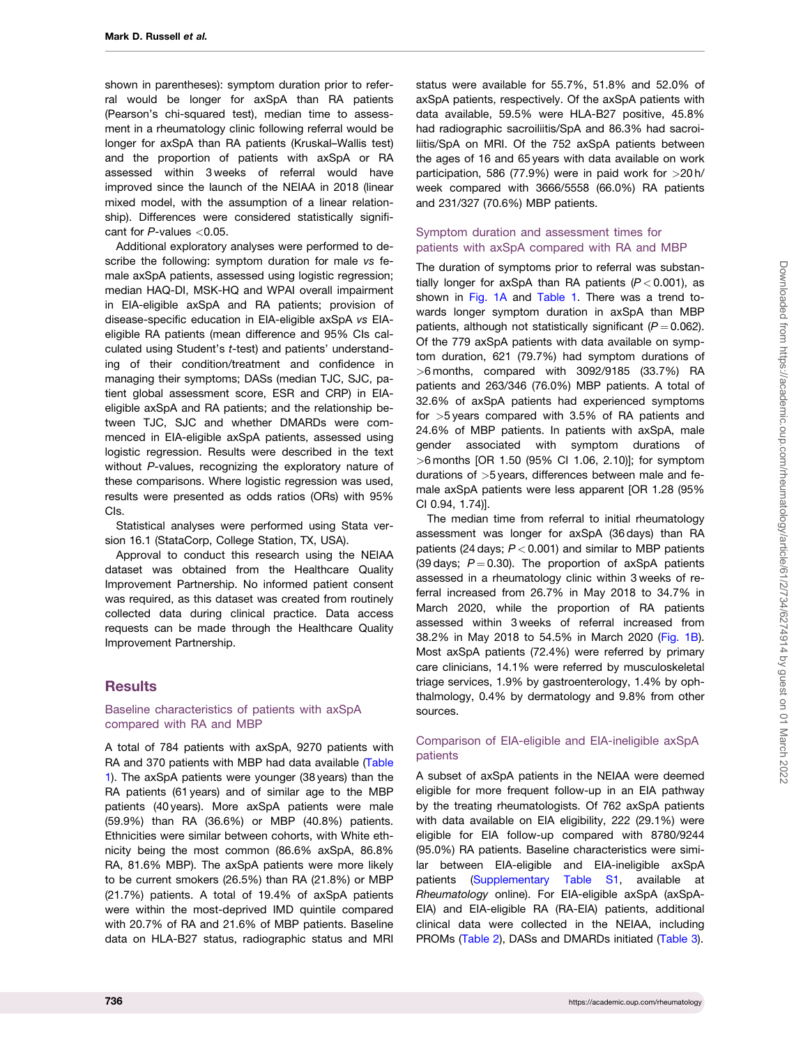shown in parentheses): symptom duration prior to referral would be longer for axSpA than RA patients (Pearson's chi-squared test), median time to assessment in a rheumatology clinic following referral would be longer for axSpA than RA patients (Kruskal–Wallis test) and the proportion of patients with axSpA or RA assessed within 3 weeks of referral would have improved since the launch of the NEIAA in 2018 (linear mixed model, with the assumption of a linear relationship). Differences were considered statistically significant for *P*-values <0.05.

Additional exploratory analyses were performed to describe the following: symptom duration for male *vs* female axSpA patients, assessed using logistic regression; median HAQ-DI, MSK-HQ and WPAI overall impairment in EIA-eligible axSpA and RA patients; provision of disease-specific education in EIA-eligible axSpA *vs* EIA-eligible RA patients (mean difference and 95% CIs calculated using Student's *t*-test) and patients' understanding of their condition/treatment and confidence in managing their symptoms; DASs (median TJC, SJC, patient global assessment score, ESR and CRP) in EIA-eligible axSpA and RA patients; and the relationship between TJC, SJC and whether DMARDs were commenced in EIA-eligible axSpA patients, assessed using logistic regression. Results were described in the text without *P*-values, recognizing the exploratory nature of these comparisons. Where logistic regression was used, results were presented as odds ratios (ORs) with 95% CIs.

Statistical analyses were performed using Stata version 16.1 (StataCorp, College Station, TX, USA).

Approval to conduct this research using the NEIAA dataset was obtained from the Healthcare Quality Improvement Partnership. No informed patient consent was required, as this dataset was created from routinely collected data during clinical practice. Data access requests can be made through the Healthcare Quality Improvement Partnership.

## Results

### Baseline characteristics of patients with axSpA compared with RA and MBP

A total of 784 patients with axSpA, 9270 patients with RA and 370 patients with MBP had data available (Table 1). The axSpA patients were younger (38 years) than the RA patients (61 years) and of similar age to the MBP patients (40 years). More axSpA patients were male (59.9%) than RA (36.6%) or MBP (40.8%) patients. Ethnicities were similar between cohorts, with White ethnicity being the most common (86.6% axSpA, 86.8% RA, 81.6% MBP). The axSpA patients were more likely to be current smokers (26.5%) than RA (21.8%) or MBP (21.7%) patients. A total of 19.4% of axSpA patients were within the most-deprived IMD quintile compared with 20.7% of RA and 21.6% of MBP patients. Baseline data on HLA-B27 status, radiographic status and MRI status were available for 55.7%, 51.8% and 52.0% of axSpA patients, respectively. Of the axSpA patients with data available, 59.5% were HLA-B27 positive, 45.8% had radiographic sacroiliitis/SpA and 86.3% had sacroiliitis/SpA on MRI. Of the 752 axSpA patients between the ages of 16 and 65 years with data available on work participation, 586 (77.9%) were in paid work for >20 h/week compared with 3666/5558 (66.0%) RA patients and 231/327 (70.6%) MBP patients.

### Symptom duration and assessment times for patients with axSpA compared with RA and MBP

The duration of symptoms prior to referral was substantially longer for axSpA than RA patients ($P < 0.001$), as shown in Fig. 1A and Table 1. There was a trend towards longer symptom duration in axSpA than MBP patients, although not statistically significant ($P = 0.062$). Of the 779 axSpA patients with data available on symptom duration, 621 (79.7%) had symptom durations of >6 months, compared with 3092/9185 (33.7%) RA patients and 263/346 (76.0%) MBP patients. A total of 32.6% of axSpA patients had experienced symptoms for >5 years compared with 3.5% of RA patients and 24.6% of MBP patients. In patients with axSpA, male gender associated with symptom durations of >6 months [OR 1.50 (95% CI 1.06, 2.10)]; for symptom durations of >5 years, differences between male and female axSpA patients were less apparent [OR 1.28 (95% CI 0.94, 1.74)].

The median time from referral to initial rheumatology assessment was longer for axSpA (36 days) than RA patients (24 days; $P < 0.001$) and similar to MBP patients (39 days; $P = 0.30$). The proportion of axSpA patients assessed in a rheumatology clinic within 3 weeks of referral increased from 26.7% in May 2018 to 34.7% in March 2020, while the proportion of RA patients assessed within 3 weeks of referral increased from 38.2% in May 2018 to 54.5% in March 2020 (Fig. 1B). Most axSpA patients (72.4%) were referred by primary care clinicians, 14.1% were referred by musculoskeletal triage services, 1.9% by gastroenterology, 1.4% by ophthalmology, 0.4% by dermatology and 9.8% from other sources.

### Comparison of EIA-eligible and EIA-ineligible axSpA patients

A subset of axSpA patients in the NEIAA were deemed eligible for more frequent follow-up in an EIA pathway by the treating rheumatologists. Of 762 axSpA patients with data available on EIA eligibility, 222 (29.1%) were eligible for EIA follow-up compared with 8780/9244 (95.0%) RA patients. Baseline characteristics were similar between EIA-eligible and EIA-ineligible axSpA patients (Supplementary Table S1, available at *Rheumatology* online). For EIA-eligible axSpA (axSpA-EIA) and EIA-eligible RA (RA-EIA) patients, additional clinical data were collected in the NEIAA, including PROMs (Table 2), DASs and DMARDs initiated (Table 3).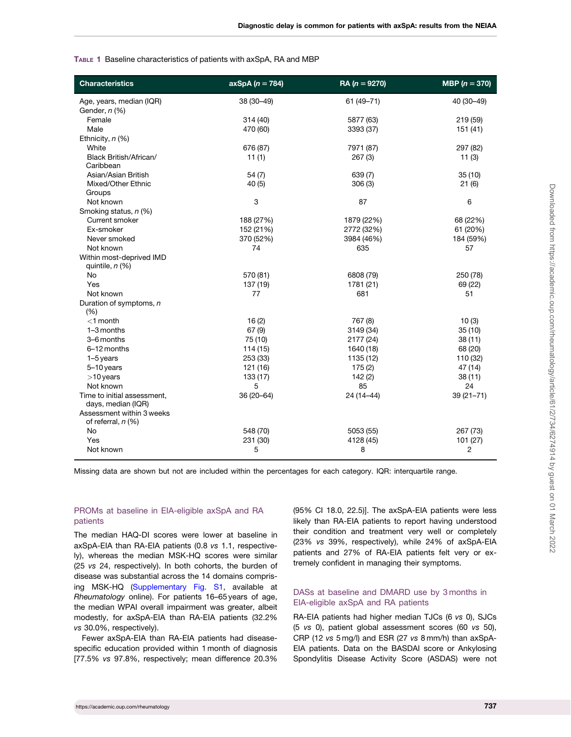**TABLE 1** Baseline characteristics of patients with axSpA, RA and MBP

| Characteristics | axSpA (*n* = 784) | RA (*n* = 9270) | MBP (*n* = 370) |
|---|---|---|---|
| Age, years, median (IQR) | 38 (30–49) | 61 (49–71) | 40 (30–49) |
| Gender, *n* (%) | | | |
| Female | 314 (40) | 5877 (63) | 219 (59) |
| Male | 470 (60) | 3393 (37) | 151 (41) |
| Ethnicity, *n* (%) | | | |
| White | 676 (87) | 7971 (87) | 297 (82) |
| Black British/African/ Caribbean | 11 (1) | 267 (3) | 11 (3) |
| Asian/Asian British | 54 (7) | 639 (7) | 35 (10) |
| Mixed/Other Ethnic Groups | 40 (5) | 306 (3) | 21 (6) |
| Not known | 3 | 87 | 6 |
| Smoking status, *n* (%) | | | |
| Current smoker | 188 (27%) | 1879 (22%) | 68 (22%) |
| Ex-smoker | 152 (21%) | 2772 (32%) | 61 (20%) |
| Never smoked | 370 (52%) | 3984 (46%) | 184 (59%) |
| Not known | 74 | 635 | 57 |
| Within most-deprived IMD quintile, *n* (%) | | | |
| No | 570 (81) | 6808 (79) | 250 (78) |
| Yes | 137 (19) | 1781 (21) | 69 (22) |
| Not known | 77 | 681 | 51 |
| Duration of symptoms, *n* (%) | | | |
| <1 month | 16 (2) | 767 (8) | 10 (3) |
| 1–3 months | 67 (9) | 3149 (34) | 35 (10) |
| 3–6 months | 75 (10) | 2177 (24) | 38 (11) |
| 6–12 months | 114 (15) | 1640 (18) | 68 (20) |
| 1–5 years | 253 (33) | 1135 (12) | 110 (32) |
| 5–10 years | 121 (16) | 175 (2) | 47 (14) |
| >10 years | 133 (17) | 142 (2) | 38 (11) |
| Not known | 5 | 85 | 24 |
| Time to initial assessment, days, median (IQR) | 36 (20–64) | 24 (14–44) | 39 (21–71) |
| Assessment within 3 weeks of referral, *n* (%) | | | |
| No | 548 (70) | 5053 (55) | 267 (73) |
| Yes | 231 (30) | 4128 (45) | 101 (27) |
| Not known | 5 | 8 | 2 |

Missing data are shown but not are included within the percentages for each category. IQR: interquartile range.

### PROMs at baseline in EIA-eligible axSpA and RA patients

The median HAQ-DI scores were lower at baseline in axSpA-EIA than RA-EIA patients (0.8 *vs* 1.1, respectively), whereas the median MSK-HQ scores were similar (25 *vs* 24, respectively). In both cohorts, the burden of disease was substantial across the 14 domains comprising MSK-HQ (Supplementary Fig. S1, available at *Rheumatology* online). For patients 16–65 years of age, the median WPAI overall impairment was greater, albeit modestly, for axSpA-EIA than RA-EIA patients (32.2% *vs* 30.0%, respectively).

Fewer axSpA-EIA than RA-EIA patients had disease-specific education provided within 1 month of diagnosis [77.5% *vs* 97.8%, respectively; mean difference 20.3% (95% CI 18.0, 22.5)]. The axSpA-EIA patients were less likely than RA-EIA patients to report having understood their condition and treatment very well or completely (23% *vs* 39%, respectively), while 24% of axSpA-EIA patients and 27% of RA-EIA patients felt very or extremely confident in managing their symptoms.

### DASs at baseline and DMARD use by 3 months in EIA-eligible axSpA and RA patients

RA-EIA patients had higher median TJCs (6 *vs* 0), SJCs (5 *vs* 0), patient global assessment scores (60 *vs* 50), CRP (12 *vs* 5 mg/l) and ESR (27 *vs* 8 mm/h) than axSpA-EIA patients. Data on the BASDAI score or Ankylosing Spondylitis Disease Activity Score (ASDAS) were not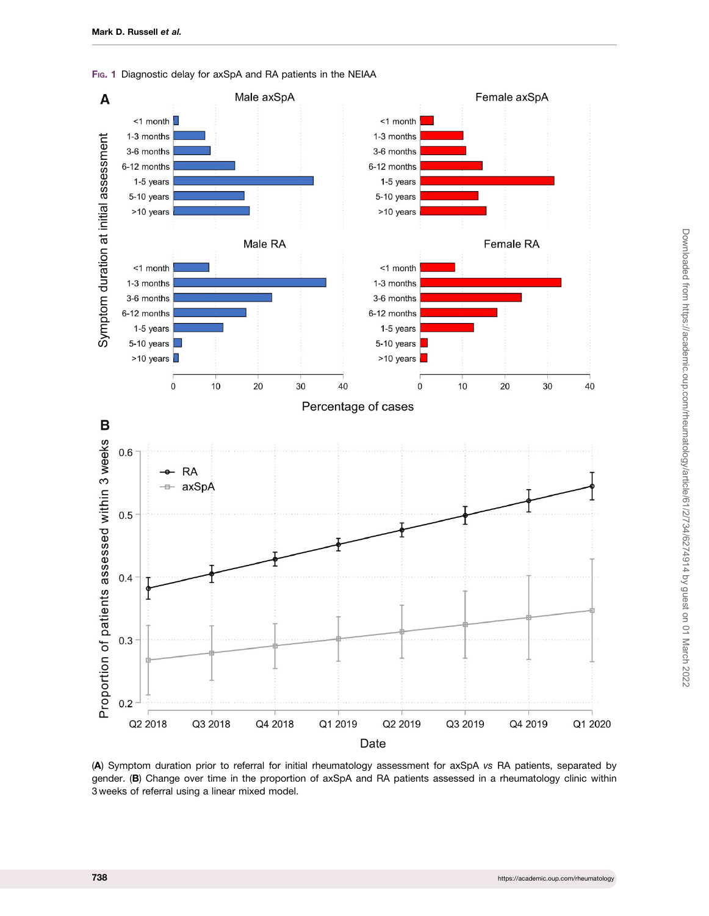Fig. 1 Diagnostic delay for axSpA and RA patients in the NEIAA

(A) Symptom duration prior to referral for initial rheumatology assessment for axSpA *vs* RA patients, separated by gender. (B) Change over time in the proportion of axSpA and RA patients assessed in a rheumatology clinic within 3 weeks of referral using a linear mixed model.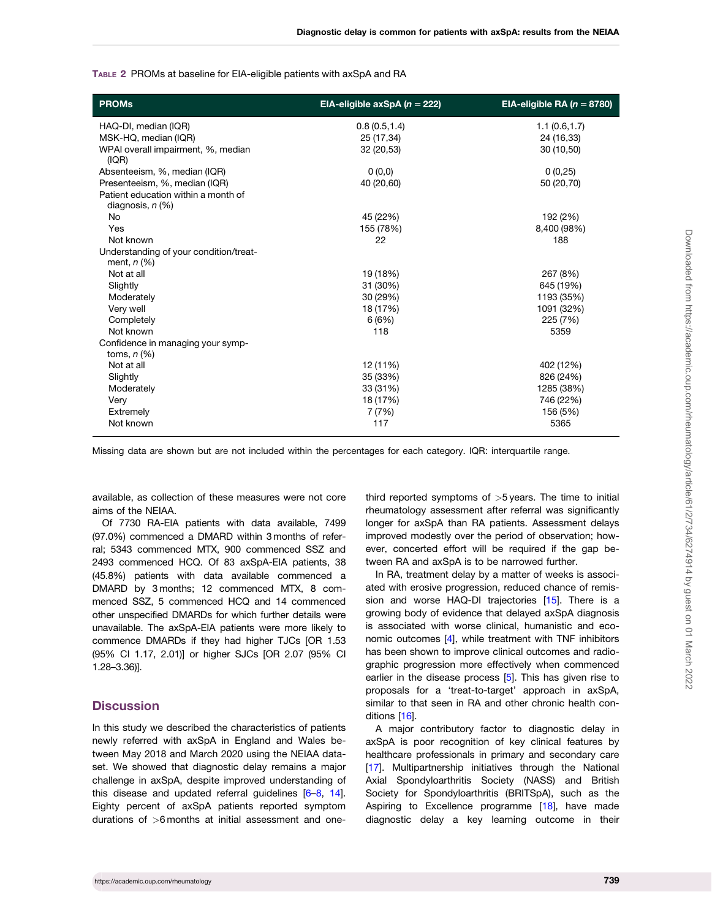Table 2 PROMs at baseline for EIA-eligible patients with axSpA and RA

| PROMs | EIA-eligible axSpA (n = 222) | EIA-eligible RA (n = 8780) |
|---|---|---|
| HAQ-DI, median (IQR) | 0.8 (0.5,1.4) | 1.1 (0.6,1.7) |
| MSK-HQ, median (IQR) | 25 (17,34) | 24 (16,33) |
| WPAI overall impairment, %, median (IQR) | 32 (20,53) | 30 (10,50) |
| Absenteeism, %, median (IQR) | 0 (0,0) | 0 (0,25) |
| Presenteeism, %, median (IQR) | 40 (20,60) | 50 (20,70) |
| Patient education within a month of diagnosis, n (%) | | |
| No | 45 (22%) | 192 (2%) |
| Yes | 155 (78%) | 8,400 (98%) |
| Not known | 22 | 188 |
| Understanding of your condition/treatment, n (%) | | |
| Not at all | 19 (18%) | 267 (8%) |
| Slightly | 31 (30%) | 645 (19%) |
| Moderately | 30 (29%) | 1193 (35%) |
| Very well | 18 (17%) | 1091 (32%) |
| Completely | 6 (6%) | 225 (7%) |
| Not known | 118 | 5359 |
| Confidence in managing your symptoms, n (%) | | |
| Not at all | 12 (11%) | 402 (12%) |
| Slightly | 35 (33%) | 826 (24%) |
| Moderately | 33 (31%) | 1285 (38%) |
| Very | 18 (17%) | 746 (22%) |
| Extremely | 7 (7%) | 156 (5%) |
| Not known | 117 | 5365 |

Missing data are shown but are not included within the percentages for each category. IQR: interquartile range.

available, as collection of these measures were not core aims of the NEIAA.

Of 7730 RA-EIA patients with data available, 7499 (97.0%) commenced a DMARD within 3 months of referral; 5343 commenced MTX, 900 commenced SSZ and 2493 commenced HCQ. Of 83 axSpA-EIA patients, 38 (45.8%) patients with data available commenced a DMARD by 3 months; 12 commenced MTX, 8 commenced SSZ, 5 commenced HCQ and 14 commenced other unspecified DMARDs for which further details were unavailable. The axSpA-EIA patients were more likely to commence DMARDs if they had higher TJCs [OR 1.53 (95% CI 1.17, 2.01)] or higher SJCs [OR 2.07 (95% CI 1.28–3.36)].

## Discussion

In this study we described the characteristics of patients newly referred with axSpA in England and Wales between May 2018 and March 2020 using the NEIAA dataset. We showed that diagnostic delay remains a major challenge in axSpA, despite improved understanding of this disease and updated referral guidelines [6–8, 14]. Eighty percent of axSpA patients reported symptom durations of >6 months at initial assessment and one-third reported symptoms of >5 years. The time to initial rheumatology assessment after referral was significantly longer for axSpA than RA patients. Assessment delays improved modestly over the period of observation; however, concerted effort will be required if the gap between RA and axSpA is to be narrowed further.

In RA, treatment delay by a matter of weeks is associated with erosive progression, reduced chance of remission and worse HAQ-DI trajectories [15]. There is a growing body of evidence that delayed axSpA diagnosis is associated with worse clinical, humanistic and economic outcomes [4], while treatment with TNF inhibitors has been shown to improve clinical outcomes and radiographic progression more effectively when commenced earlier in the disease process [5]. This has given rise to proposals for a 'treat-to-target' approach in axSpA, similar to that seen in RA and other chronic health conditions [16].

A major contributory factor to diagnostic delay in axSpA is poor recognition of key clinical features by healthcare professionals in primary and secondary care [17]. Multipartnership initiatives through the National Axial Spondyloarthritis Society (NASS) and British Society for Spondyloarthritis (BRITSpA), such as the Aspiring to Excellence programme [18], have made diagnostic delay a key learning outcome in their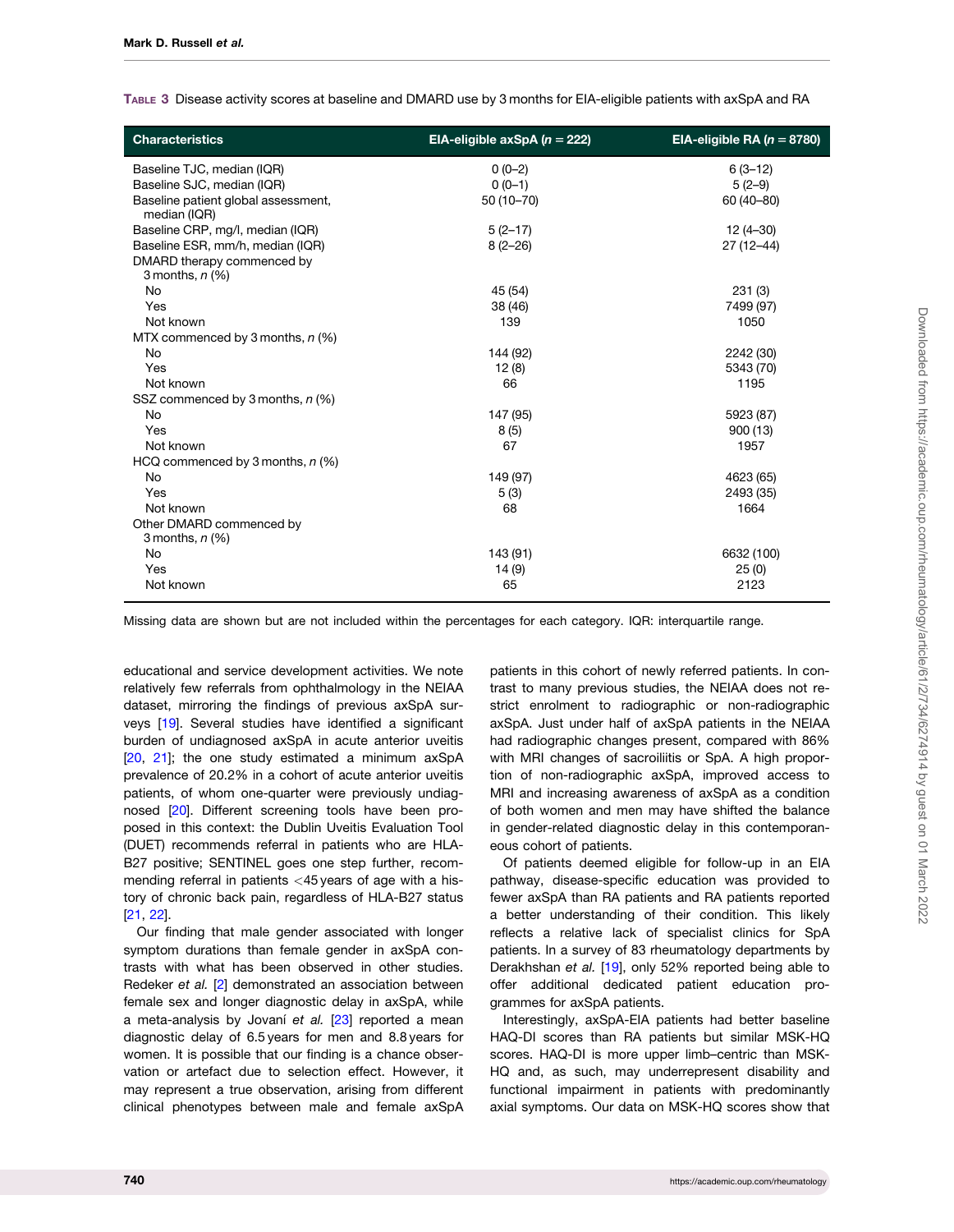**Table 3** Disease activity scores at baseline and DMARD use by 3 months for EIA-eligible patients with axSpA and RA

| Characteristics | EIA-eligible axSpA (*n* = 222) | EIA-eligible RA (*n* = 8780) |
|---|---|---|
| Baseline TJC, median (IQR) | 0 (0–2) | 6 (3–12) |
| Baseline SJC, median (IQR) | 0 (0–1) | 5 (2–9) |
| Baseline patient global assessment, median (IQR) | 50 (10–70) | 60 (40–80) |
| Baseline CRP, mg/l, median (IQR) | 5 (2–17) | 12 (4–30) |
| Baseline ESR, mm/h, median (IQR) | 8 (2–26) | 27 (12–44) |
| DMARD therapy commenced by 3 months, *n* (%) | | |
| No | 45 (54) | 231 (3) |
| Yes | 38 (46) | 7499 (97) |
| Not known | 139 | 1050 |
| MTX commenced by 3 months, *n* (%) | | |
| No | 144 (92) | 2242 (30) |
| Yes | 12 (8) | 5343 (70) |
| Not known | 66 | 1195 |
| SSZ commenced by 3 months, *n* (%) | | |
| No | 147 (95) | 5923 (87) |
| Yes | 8 (5) | 900 (13) |
| Not known | 67 | 1957 |
| HCQ commenced by 3 months, *n* (%) | | |
| No | 149 (97) | 4623 (65) |
| Yes | 5 (3) | 2493 (35) |
| Not known | 68 | 1664 |
| Other DMARD commenced by 3 months, *n* (%) | | |
| No | 143 (91) | 6632 (100) |
| Yes | 14 (9) | 25 (0) |
| Not known | 65 | 2123 |

Missing data are shown but are not included within the percentages for each category. IQR: interquartile range.

educational and service development activities. We note relatively few referrals from ophthalmology in the NEIAA dataset, mirroring the findings of previous axSpA surveys [19]. Several studies have identified a significant burden of undiagnosed axSpA in acute anterior uveitis [20, 21]; the one study estimated a minimum axSpA prevalence of 20.2% in a cohort of acute anterior uveitis patients, of whom one-quarter were previously undiagnosed [20]. Different screening tools have been proposed in this context: the Dublin Uveitis Evaluation Tool (DUET) recommends referral in patients who are HLA-B27 positive; SENTINEL goes one step further, recommending referral in patients <45 years of age with a history of chronic back pain, regardless of HLA-B27 status [21, 22].

Our finding that male gender associated with longer symptom durations than female gender in axSpA contrasts with what has been observed in other studies. Redeker *et al.* [2] demonstrated an association between female sex and longer diagnostic delay in axSpA, while a meta-analysis by Jovaní *et al.* [23] reported a mean diagnostic delay of 6.5 years for men and 8.8 years for women. It is possible that our finding is a chance observation or artefact due to selection effect. However, it may represent a true observation, arising from different clinical phenotypes between male and female axSpA patients in this cohort of newly referred patients. In contrast to many previous studies, the NEIAA does not restrict enrolment to radiographic or non-radiographic axSpA. Just under half of axSpA patients in the NEIAA had radiographic changes present, compared with 86% with MRI changes of sacroiliitis or SpA. A high proportion of non-radiographic axSpA, improved access to MRI and increasing awareness of axSpA as a condition of both women and men may have shifted the balance in gender-related diagnostic delay in this contemporaneous cohort of patients.

Of patients deemed eligible for follow-up in an EIA pathway, disease-specific education was provided to fewer axSpA than RA patients and RA patients reported a better understanding of their condition. This likely reflects a relative lack of specialist clinics for SpA patients. In a survey of 83 rheumatology departments by Derakhshan *et al.* [19], only 52% reported being able to offer additional dedicated patient education programmes for axSpA patients.

Interestingly, axSpA-EIA patients had better baseline HAQ-DI scores than RA patients but similar MSK-HQ scores. HAQ-DI is more upper limb–centric than MSK-HQ and, as such, may underrepresent disability and functional impairment in patients with predominantly axial symptoms. Our data on MSK-HQ scores show that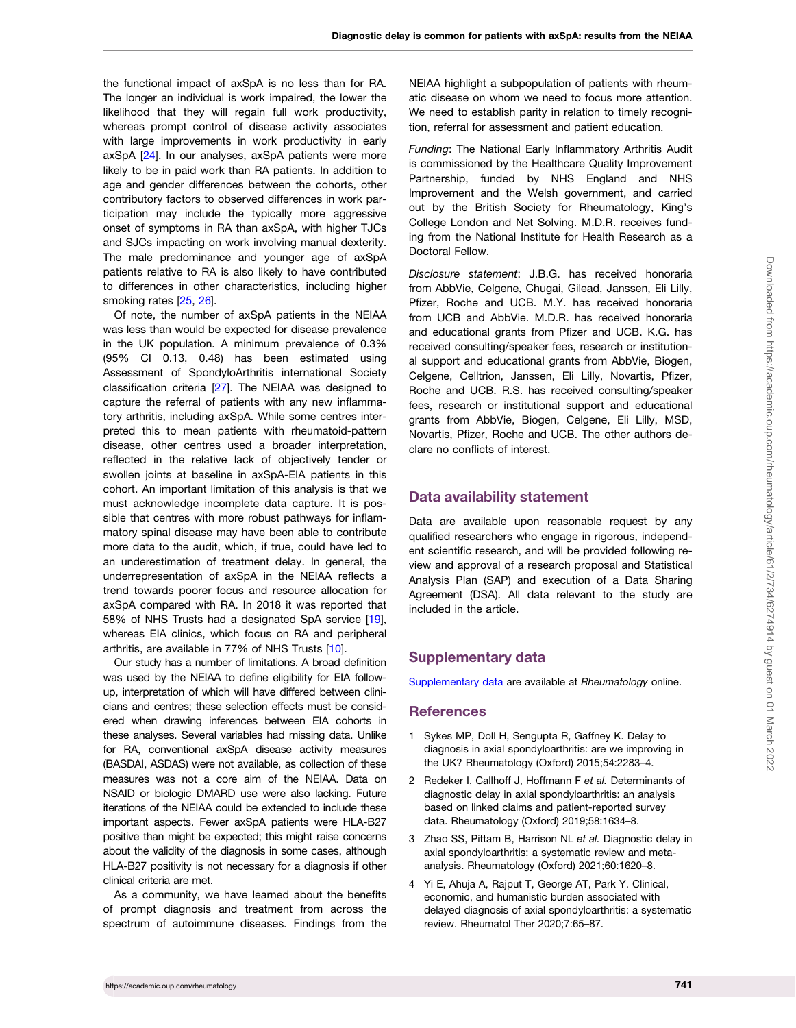the functional impact of axSpA is no less than for RA. The longer an individual is work impaired, the lower the likelihood that they will regain full work productivity, whereas prompt control of disease activity associates with large improvements in work productivity in early axSpA [24]. In our analyses, axSpA patients were more likely to be in paid work than RA patients. In addition to age and gender differences between the cohorts, other contributory factors to observed differences in work participation may include the typically more aggressive onset of symptoms in RA than axSpA, with higher TJCs and SJCs impacting on work involving manual dexterity. The male predominance and younger age of axSpA patients relative to RA is also likely to have contributed to differences in other characteristics, including higher smoking rates [25, 26].

Of note, the number of axSpA patients in the NEIAA was less than would be expected for disease prevalence in the UK population. A minimum prevalence of 0.3% (95% CI 0.13, 0.48) has been estimated using Assessment of SpondyloArthritis international Society classification criteria [27]. The NEIAA was designed to capture the referral of patients with any new inflammatory arthritis, including axSpA. While some centres interpreted this to mean patients with rheumatoid-pattern disease, other centres used a broader interpretation, reflected in the relative lack of objectively tender or swollen joints at baseline in axSpA-EIA patients in this cohort. An important limitation of this analysis is that we must acknowledge incomplete data capture. It is possible that centres with more robust pathways for inflammatory spinal disease may have been able to contribute more data to the audit, which, if true, could have led to an underestimation of treatment delay. In general, the underrepresentation of axSpA in the NEIAA reflects a trend towards poorer focus and resource allocation for axSpA compared with RA. In 2018 it was reported that 58% of NHS Trusts had a designated SpA service [19], whereas EIA clinics, which focus on RA and peripheral arthritis, are available in 77% of NHS Trusts [10].

Our study has a number of limitations. A broad definition was used by the NEIAA to define eligibility for EIA follow-up, interpretation of which will have differed between clinicians and centres; these selection effects must be considered when drawing inferences between EIA cohorts in these analyses. Several variables had missing data. Unlike for RA, conventional axSpA disease activity measures (BASDAI, ASDAS) were not available, as collection of these measures was not a core aim of the NEIAA. Data on NSAID or biologic DMARD use were also lacking. Future iterations of the NEIAA could be extended to include these important aspects. Fewer axSpA patients were HLA-B27 positive than might be expected; this might raise concerns about the validity of the diagnosis in some cases, although HLA-B27 positivity is not necessary for a diagnosis if other clinical criteria are met.

As a community, we have learned about the benefits of prompt diagnosis and treatment from across the spectrum of autoimmune diseases. Findings from the NEIAA highlight a subpopulation of patients with rheumatic disease on whom we need to focus more attention. We need to establish parity in relation to timely recognition, referral for assessment and patient education.

*Funding*: The National Early Inflammatory Arthritis Audit is commissioned by the Healthcare Quality Improvement Partnership, funded by NHS England and NHS Improvement and the Welsh government, and carried out by the British Society for Rheumatology, King's College London and Net Solving. M.D.R. receives funding from the National Institute for Health Research as a Doctoral Fellow.

*Disclosure statement*: J.B.G. has received honoraria from AbbVie, Celgene, Chugai, Gilead, Janssen, Eli Lilly, Pfizer, Roche and UCB. M.Y. has received honoraria from UCB and AbbVie. M.D.R. has received honoraria and educational grants from Pfizer and UCB. K.G. has received consulting/speaker fees, research or institutional support and educational grants from AbbVie, Biogen, Celgene, Celltrion, Janssen, Eli Lilly, Novartis, Pfizer, Roche and UCB. R.S. has received consulting/speaker fees, research or institutional support and educational grants from AbbVie, Biogen, Celgene, Eli Lilly, MSD, Novartis, Pfizer, Roche and UCB. The other authors declare no conflicts of interest.

## Data availability statement

Data are available upon reasonable request by any qualified researchers who engage in rigorous, independent scientific research, and will be provided following review and approval of a research proposal and Statistical Analysis Plan (SAP) and execution of a Data Sharing Agreement (DSA). All data relevant to the study are included in the article.

## Supplementary data

Supplementary data are available at *Rheumatology* online.

## References

1. Sykes MP, Doll H, Sengupta R, Gaffney K. Delay to diagnosis in axial spondyloarthritis: are we improving in the UK? Rheumatology (Oxford) 2015;54:2283–4.
2. Redeker I, Callhoff J, Hoffmann F *et al.* Determinants of diagnostic delay in axial spondyloarthritis: an analysis based on linked claims and patient-reported survey data. Rheumatology (Oxford) 2019;58:1634–8.
3. Zhao SS, Pittam B, Harrison NL *et al.* Diagnostic delay in axial spondyloarthritis: a systematic review and meta-analysis. Rheumatology (Oxford) 2021;60:1620–8.
4. Yi E, Ahuja A, Rajput T, George AT, Park Y. Clinical, economic, and humanistic burden associated with delayed diagnosis of axial spondyloarthritis: a systematic review. Rheumatol Ther 2020;7:65–87.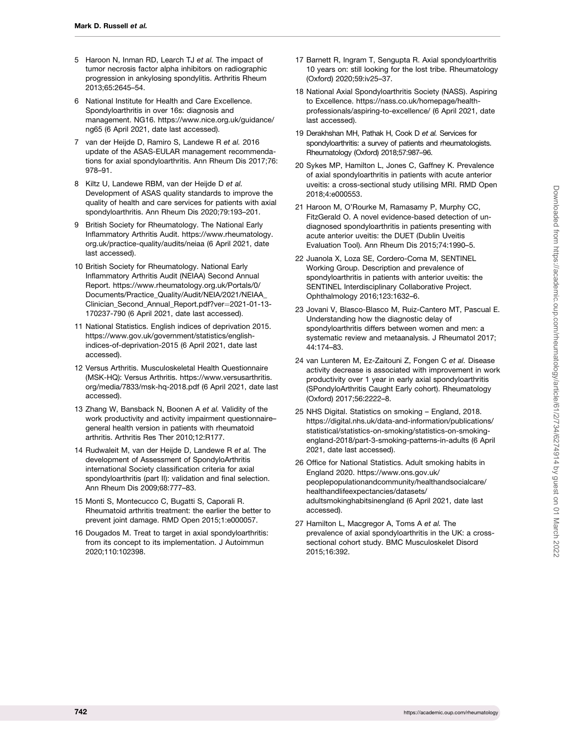5 Haroon N, Inman RD, Learch TJ *et al.* The impact of tumor necrosis factor alpha inhibitors on radiographic progression in ankylosing spondylitis. Arthritis Rheum 2013;65:2645–54.

6 National Institute for Health and Care Excellence. Spondyloarthritis in over 16s: diagnosis and management. NG16. https://www.nice.org.uk/guidance/ng65 (6 April 2021, date last accessed).

7 van der Heijde D, Ramiro S, Landewe R *et al.* 2016 update of the ASAS-EULAR management recommendations for axial spondyloarthritis. Ann Rheum Dis 2017;76: 978–91.

8 Kiltz U, Landewe RBM, van der Heijde D *et al.* Development of ASAS quality standards to improve the quality of health and care services for patients with axial spondyloarthritis. Ann Rheum Dis 2020;79:193–201.

9 British Society for Rheumatology. The National Early Inflammatory Arthritis Audit. https://www.rheumatology.org.uk/practice-quality/audits/neiaa (6 April 2021, date last accessed).

10 British Society for Rheumatology. National Early Inflammatory Arthritis Audit (NEIAA) Second Annual Report. https://www.rheumatology.org.uk/Portals/0/Documents/Practice_Quality/Audit/NEIA/2021/NEIAA_Clinician_Second_Annual_Report.pdf?ver=2021-01-13-170237-790 (6 April 2021, date last accessed).

11 National Statistics. English indices of deprivation 2015. https://www.gov.uk/government/statistics/english-indices-of-deprivation-2015 (6 April 2021, date last accessed).

12 Versus Arthritis. Musculoskeletal Health Questionnaire (MSK-HQ): Versus Arthritis. https://www.versusarthritis.org/media/7833/msk-hq-2018.pdf (6 April 2021, date last accessed).

13 Zhang W, Bansback N, Boonen A *et al.* Validity of the work productivity and activity impairment questionnaire–general health version in patients with rheumatoid arthritis. Arthritis Res Ther 2010;12:R177.

14 Rudwaleit M, van der Heijde D, Landewe R *et al.* The development of Assessment of SpondyloArthritis international Society classification criteria for axial spondyloarthritis (part II): validation and final selection. Ann Rheum Dis 2009;68:777–83.

15 Monti S, Montecucco C, Bugatti S, Caporali R. Rheumatoid arthritis treatment: the earlier the better to prevent joint damage. RMD Open 2015;1:e000057.

16 Dougados M. Treat to target in axial spondyloarthritis: from its concept to its implementation. J Autoimmun 2020;110:102398.

17 Barnett R, Ingram T, Sengupta R. Axial spondyloarthritis 10 years on: still looking for the lost tribe. Rheumatology (Oxford) 2020;59:iv25–37.

18 National Axial Spondyloarthritis Society (NASS). Aspiring to Excellence. https://nass.co.uk/homepage/health-professionals/aspiring-to-excellence/ (6 April 2021, date last accessed).

19 Derakhshan MH, Pathak H, Cook D *et al.* Services for spondyloarthritis: a survey of patients and rheumatologists. Rheumatology (Oxford) 2018;57:987–96.

20 Sykes MP, Hamilton L, Jones C, Gaffney K. Prevalence of axial spondyloarthritis in patients with acute anterior uveitis: a cross-sectional study utilising MRI. RMD Open 2018;4:e000553.

21 Haroon M, O'Rourke M, Ramasamy P, Murphy CC, FitzGerald O. A novel evidence-based detection of undiagnosed spondyloarthritis in patients presenting with acute anterior uveitis: the DUET (Dublin Uveitis Evaluation Tool). Ann Rheum Dis 2015;74:1990–5.

22 Juanola X, Loza SE, Cordero-Coma M, SENTINEL Working Group. Description and prevalence of spondyloarthritis in patients with anterior uveitis: the SENTINEL Interdisciplinary Collaborative Project. Ophthalmology 2016;123:1632–6.

23 Jovani V, Blasco-Blasco M, Ruiz-Cantero MT, Pascual E. Understanding how the diagnostic delay of spondyloarthritis differs between women and men: a systematic review and metaanalysis. J Rheumatol 2017; 44:174–83.

24 van Lunteren M, Ez-Zaitouni Z, Fongen C *et al.* Disease activity decrease is associated with improvement in work productivity over 1 year in early axial spondyloarthritis (SPondyloArthritis Caught Early cohort). Rheumatology (Oxford) 2017;56:2222–8.

25 NHS Digital. Statistics on smoking – England, 2018. https://digital.nhs.uk/data-and-information/publications/statistical/statistics-on-smoking/statistics-on-smoking-england-2018/part-3-smoking-patterns-in-adults (6 April 2021, date last accessed).

26 Office for National Statistics. Adult smoking habits in England 2020. https://www.ons.gov.uk/peoplepopulationandcommunity/healthandsocialcare/healthandlifeexpectancies/datasets/adultsmokinghabitsinengland (6 April 2021, date last accessed).

27 Hamilton L, Macgregor A, Toms A *et al.* The prevalence of axial spondyloarthritis in the UK: a cross-sectional cohort study. BMC Musculoskelet Disord 2015;16:392.